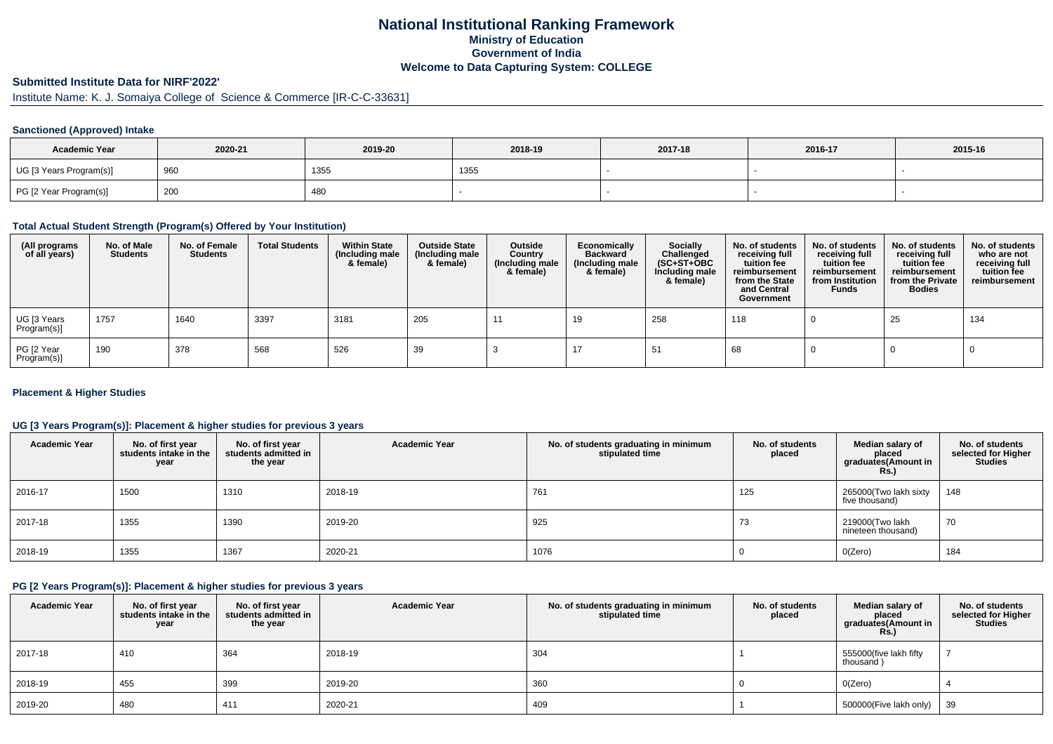# National Institutional Ranking Framework

## Ministry of Education

## Government of India

## Welcome to Data Capturing System: COLLEGE

**Submitted Institute Data for NIRF'2022'**

Institute Name: K. J. Somaiya College of Science & Commerce [IR-C-C-33631]

### Sanctioned (Approved) Intake

| Academic Year | 2020-21 | 2019-20 | 2018-19 | 2017-18 | 2016-17 | 2015-16 |
|---|---|---|---|---|---|---|
| UG [3 Years Program(s)] | 960 | 1355 | 1355 | - | - | - |
| PG [2 Year Program(s)] | 200 | 480 | - | - | - | - |

### Total Actual Student Strength (Program(s) Offered by Your Institution)

| (All programs of all years) | No. of Male Students | No. of Female Students | Total Students | Within State (Including male & female) | Outside State (Including male & female) | Outside Country (Including male & female) | Economically Backward (Including male & female) | Socially Challenged (SC+ST+OBC Including male & female) | No. of students receiving full tuition fee reimbursement from the State and Central Government | No. of students receiving full tuition fee reimbursement from Institution Funds | No. of students receiving full tuition fee reimbursement from the Private Bodies | No. of students who are not receiving full tuition fee reimbursement |
|---|---|---|---|---|---|---|---|---|---|---|---|---|
| UG [3 Years Program(s)] | 1757 | 1640 | 3397 | 3181 | 205 | 11 | 19 | 258 | 118 | 0 | 25 | 134 |
| PG [2 Year Program(s)] | 190 | 378 | 568 | 526 | 39 | 3 | 17 | 51 | 68 | 0 | 0 | 0 |

### Placement & Higher Studies

#### UG [3 Years Program(s)]: Placement & higher studies for previous 3 years

| Academic Year | No. of first year students intake in the year | No. of first year students admitted in the year | Academic Year | No. of students graduating in minimum stipulated time | No. of students placed | Median salary of placed graduates(Amount in Rs.) | No. of students selected for Higher Studies |
|---|---|---|---|---|---|---|---|
| 2016-17 | 1500 | 1310 | 2018-19 | 761 | 125 | 265000(Two lakh sixty five thousand) | 148 |
| 2017-18 | 1355 | 1390 | 2019-20 | 925 | 73 | 219000(Two lakh nineteen thousand) | 70 |
| 2018-19 | 1355 | 1367 | 2020-21 | 1076 | 0 | 0(Zero) | 184 |

#### PG [2 Years Program(s)]: Placement & higher studies for previous 3 years

| Academic Year | No. of first year students intake in the year | No. of first year students admitted in the year | Academic Year | No. of students graduating in minimum stipulated time | No. of students placed | Median salary of placed graduates(Amount in Rs.) | No. of students selected for Higher Studies |
|---|---|---|---|---|---|---|---|
| 2017-18 | 410 | 364 | 2018-19 | 304 | 1 | 555000(five lakh fifty thousand ) | 7 |
| 2018-19 | 455 | 399 | 2019-20 | 360 | 0 | 0(Zero) | 4 |
| 2019-20 | 480 | 411 | 2020-21 | 409 | 1 | 500000(Five lakh only) | 39 |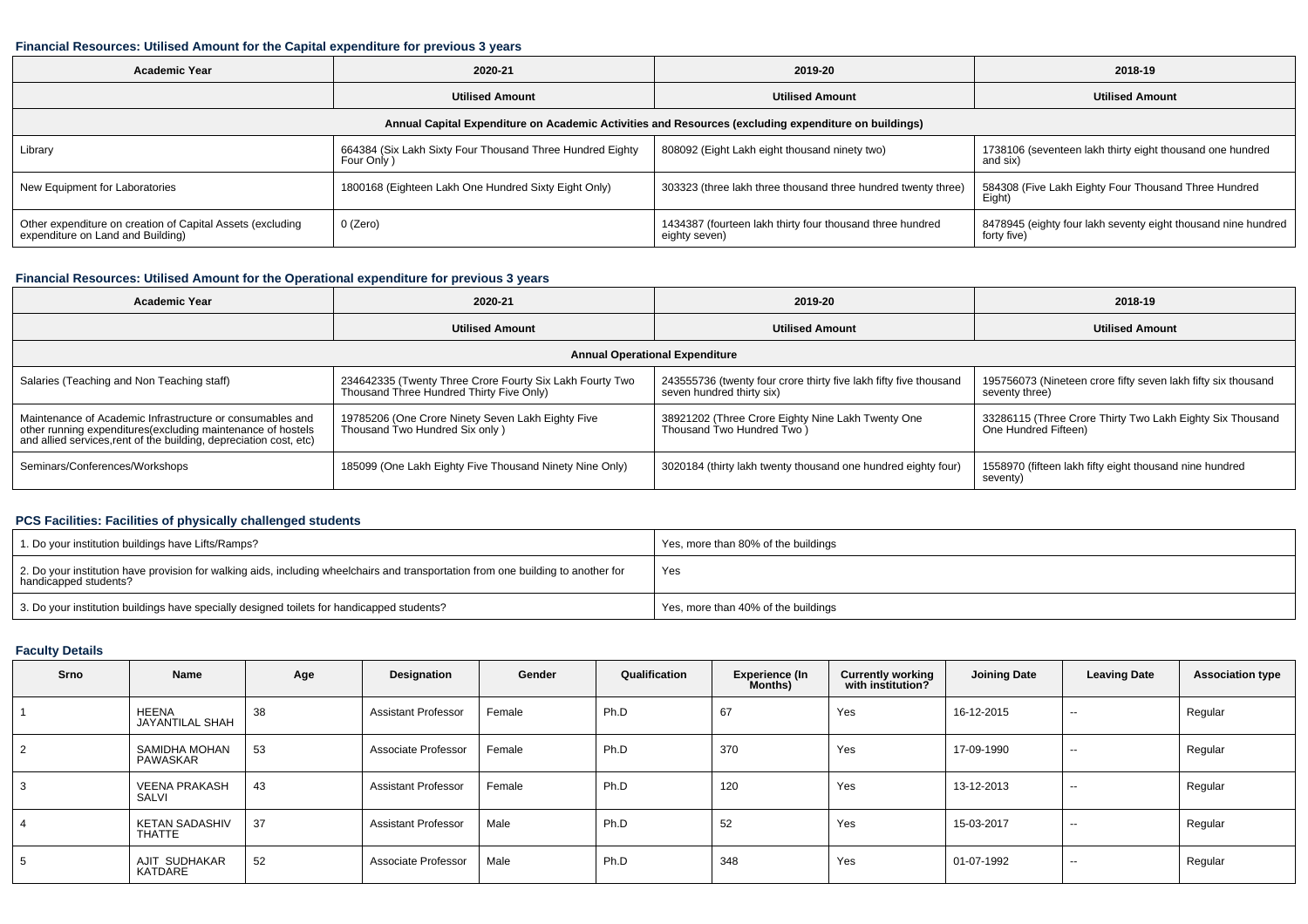### Financial Resources: Utilised Amount for the Capital expenditure for previous 3 years

| Academic Year | 2020-21 | 2019-20 | 2018-19 |
|---|---|---|---|
| | Utilised Amount | Utilised Amount | Utilised Amount |
| Annual Capital Expenditure on Academic Activities and Resources (excluding expenditure on buildings) | | | |
| Library | 664384 (Six Lakh Sixty Four Thousand Three Hundred Eighty Four Only ) | 808092 (Eight Lakh eight thousand ninety two) | 1738106 (seventeen lakh thirty eight thousand one hundred and six) |
| New Equipment for Laboratories | 1800168 (Eighteen Lakh One Hundred Sixty Eight Only) | 303323 (three lakh three thousand three hundred twenty three) | 584308 (Five Lakh Eighty Four Thousand Three Hundred Eight) |
| Other expenditure on creation of Capital Assets (excluding expenditure on Land and Building) | 0 (Zero) | 1434387 (fourteen lakh thirty four thousand three hundred eighty seven) | 8478945 (eighty four lakh seventy eight thousand nine hundred forty five) |

### Financial Resources: Utilised Amount for the Operational expenditure for previous 3 years

| Academic Year | 2020-21 | 2019-20 | 2018-19 |
|---|---|---|---|
| | Utilised Amount | Utilised Amount | Utilised Amount |
| Annual Operational Expenditure | | | |
| Salaries (Teaching and Non Teaching staff) | 234642335 (Twenty Three Crore Fourty Six Lakh Fourty Two Thousand Three Hundred Thirty Five Only) | 243555736 (twenty four crore thirty five lakh fifty five thousand seven hundred thirty six) | 195756073 (Nineteen crore fifty seven lakh fifty six thousand seventy three) |
| Maintenance of Academic Infrastructure or consumables and other running expenditures(excluding maintenance of hostels and allied services,rent of the building, depreciation cost, etc) | 19785206 (One Crore Ninety Seven Lakh Eighty Five Thousand Two Hundred Six only ) | 38921202 (Three Crore Eighty Nine Lakh Twenty One Thousand Two Hundred Two ) | 33286115 (Three Crore Thirty Two Lakh Eighty Six Thousand One Hundred Fifteen) |
| Seminars/Conferences/Workshops | 185099 (One Lakh Eighty Five Thousand Ninety Nine Only) | 3020184 (thirty lakh twenty thousand one hundred eighty four) | 1558970 (fifteen lakh fifty eight thousand nine hundred seventy) |

### PCS Facilities: Facilities of physically challenged students

| | |
|---|---|
| 1. Do your institution buildings have Lifts/Ramps? | Yes, more than 80% of the buildings |
| 2. Do your institution have provision for walking aids, including wheelchairs and transportation from one building to another for handicapped students? | Yes |
| 3. Do your institution buildings have specially designed toilets for handicapped students? | Yes, more than 40% of the buildings |

### Faculty Details

| Srno | Name | Age | Designation | Gender | Qualification | Experience (In Months) | Currently working with institution? | Joining Date | Leaving Date | Association type |
|---|---|---|---|---|---|---|---|---|---|---|
| 1 | HEENA JAYANTILAL SHAH | 38 | Assistant Professor | Female | Ph.D | 67 | Yes | 16-12-2015 | -- | Regular |
| 2 | SAMIDHA MOHAN PAWASKAR | 53 | Associate Professor | Female | Ph.D | 370 | Yes | 17-09-1990 | -- | Regular |
| 3 | VEENA PRAKASH SALVI | 43 | Assistant Professor | Female | Ph.D | 120 | Yes | 13-12-2013 | -- | Regular |
| 4 | KETAN SADASHIV THATTE | 37 | Assistant Professor | Male | Ph.D | 52 | Yes | 15-03-2017 | -- | Regular |
| 5 | AJIT SUDHAKAR KATDARE | 52 | Associate Professor | Male | Ph.D | 348 | Yes | 01-07-1992 | -- | Regular |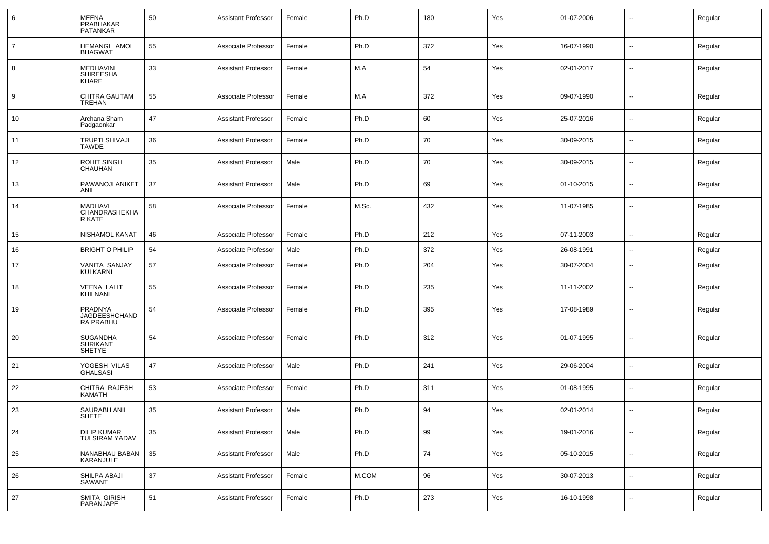| 6 | MEENA PRABHAKAR PATANKAR | 50 | Assistant Professor | Female | Ph.D | 180 | Yes | 01-07-2006 | -- | Regular |
|---|---|---|---|---|---|---|---|---|---|---|
| 7 | HEMANGI AMOL BHAGWAT | 55 | Associate Professor | Female | Ph.D | 372 | Yes | 16-07-1990 | -- | Regular |
| 8 | MEDHAVINI SHIREESHA KHARE | 33 | Assistant Professor | Female | M.A | 54 | Yes | 02-01-2017 | -- | Regular |
| 9 | CHITRA GAUTAM TREHAN | 55 | Associate Professor | Female | M.A | 372 | Yes | 09-07-1990 | -- | Regular |
| 10 | Archana Sham Padgaonkar | 47 | Assistant Professor | Female | Ph.D | 60 | Yes | 25-07-2016 | -- | Regular |
| 11 | TRUPTI SHIVAJI TAWDE | 36 | Assistant Professor | Female | Ph.D | 70 | Yes | 30-09-2015 | -- | Regular |
| 12 | ROHIT SINGH CHAUHAN | 35 | Assistant Professor | Male | Ph.D | 70 | Yes | 30-09-2015 | -- | Regular |
| 13 | PAWANOJI ANIKET ANIL | 37 | Assistant Professor | Male | Ph.D | 69 | Yes | 01-10-2015 | -- | Regular |
| 14 | MADHAVI CHANDRASHEKHAR KATE | 58 | Associate Professor | Female | M.Sc. | 432 | Yes | 11-07-1985 | -- | Regular |
| 15 | NISHAMOL KANAT | 46 | Associate Professor | Female | Ph.D | 212 | Yes | 07-11-2003 | -- | Regular |
| 16 | BRIGHT O PHILIP | 54 | Associate Professor | Male | Ph.D | 372 | Yes | 26-08-1991 | -- | Regular |
| 17 | VANITA SANJAY KULKARNI | 57 | Associate Professor | Female | Ph.D | 204 | Yes | 30-07-2004 | -- | Regular |
| 18 | VEENA LALIT KHILNANI | 55 | Associate Professor | Female | Ph.D | 235 | Yes | 11-11-2002 | -- | Regular |
| 19 | PRADNYA JAGDEESHCHANDRA PRABHU | 54 | Associate Professor | Female | Ph.D | 395 | Yes | 17-08-1989 | -- | Regular |
| 20 | SUGANDHA SHRIKANT SHETYE | 54 | Associate Professor | Female | Ph.D | 312 | Yes | 01-07-1995 | -- | Regular |
| 21 | YOGESH VILAS GHALSASI | 47 | Associate Professor | Male | Ph.D | 241 | Yes | 29-06-2004 | -- | Regular |
| 22 | CHITRA RAJESH KAMATH | 53 | Associate Professor | Female | Ph.D | 311 | Yes | 01-08-1995 | -- | Regular |
| 23 | SAURABH ANIL SHETE | 35 | Assistant Professor | Male | Ph.D | 94 | Yes | 02-01-2014 | -- | Regular |
| 24 | DILIP KUMAR TULSIRAM YADAV | 35 | Assistant Professor | Male | Ph.D | 99 | Yes | 19-01-2016 | -- | Regular |
| 25 | NANABHAU BABAN KARANJULE | 35 | Assistant Professor | Male | Ph.D | 74 | Yes | 05-10-2015 | -- | Regular |
| 26 | SHILPA ABAJI SAWANT | 37 | Assistant Professor | Female | M.COM | 96 | Yes | 30-07-2013 | -- | Regular |
| 27 | SMITA GIRISH PARANJAPE | 51 | Assistant Professor | Female | Ph.D | 273 | Yes | 16-10-1998 | -- | Regular |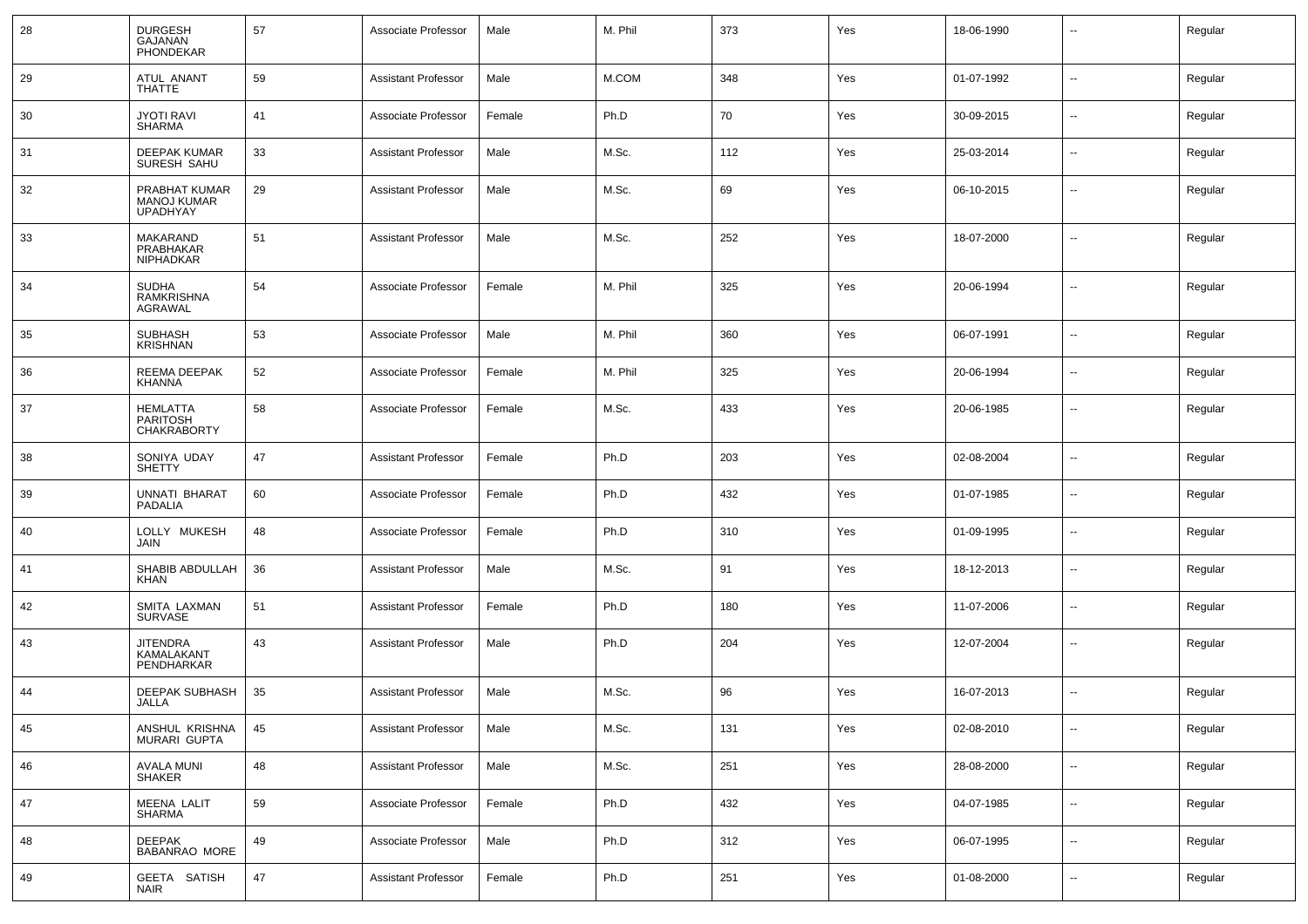| 28 | DURGESH GAJANAN PHONDEKAR | 57 | Associate Professor | Male | M. Phil | 373 | Yes | 18-06-1990 | -- | Regular |
|---|---|---|---|---|---|---|---|---|---|---|
| 29 | ATUL ANANT THATTE | 59 | Assistant Professor | Male | M.COM | 348 | Yes | 01-07-1992 | -- | Regular |
| 30 | JYOTI RAVI SHARMA | 41 | Associate Professor | Female | Ph.D | 70 | Yes | 30-09-2015 | -- | Regular |
| 31 | DEEPAK KUMAR SURESH SAHU | 33 | Assistant Professor | Male | M.Sc. | 112 | Yes | 25-03-2014 | -- | Regular |
| 32 | PRABHAT KUMAR MANOJ KUMAR UPADHYAY | 29 | Assistant Professor | Male | M.Sc. | 69 | Yes | 06-10-2015 | -- | Regular |
| 33 | MAKARAND PRABHAKAR NIPHADKAR | 51 | Assistant Professor | Male | M.Sc. | 252 | Yes | 18-07-2000 | -- | Regular |
| 34 | SUDHA RAMKRISHNA AGRAWAL | 54 | Associate Professor | Female | M. Phil | 325 | Yes | 20-06-1994 | -- | Regular |
| 35 | SUBHASH KRISHNAN | 53 | Associate Professor | Male | M. Phil | 360 | Yes | 06-07-1991 | -- | Regular |
| 36 | REEMA DEEPAK KHANNA | 52 | Associate Professor | Female | M. Phil | 325 | Yes | 20-06-1994 | -- | Regular |
| 37 | HEMLATTA PARITOSH CHAKRABORTY | 58 | Associate Professor | Female | M.Sc. | 433 | Yes | 20-06-1985 | -- | Regular |
| 38 | SONIYA UDAY SHETTY | 47 | Assistant Professor | Female | Ph.D | 203 | Yes | 02-08-2004 | -- | Regular |
| 39 | UNNATI BHARAT PADALIA | 60 | Associate Professor | Female | Ph.D | 432 | Yes | 01-07-1985 | -- | Regular |
| 40 | LOLLY MUKESH JAIN | 48 | Associate Professor | Female | Ph.D | 310 | Yes | 01-09-1995 | -- | Regular |
| 41 | SHABIB ABDULLAH KHAN | 36 | Assistant Professor | Male | M.Sc. | 91 | Yes | 18-12-2013 | -- | Regular |
| 42 | SMITA LAXMAN SURVASE | 51 | Assistant Professor | Female | Ph.D | 180 | Yes | 11-07-2006 | -- | Regular |
| 43 | JITENDRA KAMALAKANT PENDHARKAR | 43 | Assistant Professor | Male | Ph.D | 204 | Yes | 12-07-2004 | -- | Regular |
| 44 | DEEPAK SUBHASH JALLA | 35 | Assistant Professor | Male | M.Sc. | 96 | Yes | 16-07-2013 | -- | Regular |
| 45 | ANSHUL KRISHNA MURARI GUPTA | 45 | Assistant Professor | Male | M.Sc. | 131 | Yes | 02-08-2010 | -- | Regular |
| 46 | AVALA MUNI SHAKER | 48 | Assistant Professor | Male | M.Sc. | 251 | Yes | 28-08-2000 | -- | Regular |
| 47 | MEENA LALIT SHARMA | 59 | Associate Professor | Female | Ph.D | 432 | Yes | 04-07-1985 | -- | Regular |
| 48 | DEEPAK BABANRAO MORE | 49 | Associate Professor | Male | Ph.D | 312 | Yes | 06-07-1995 | -- | Regular |
| 49 | GEETA SATISH NAIR | 47 | Assistant Professor | Female | Ph.D | 251 | Yes | 01-08-2000 | -- | Regular |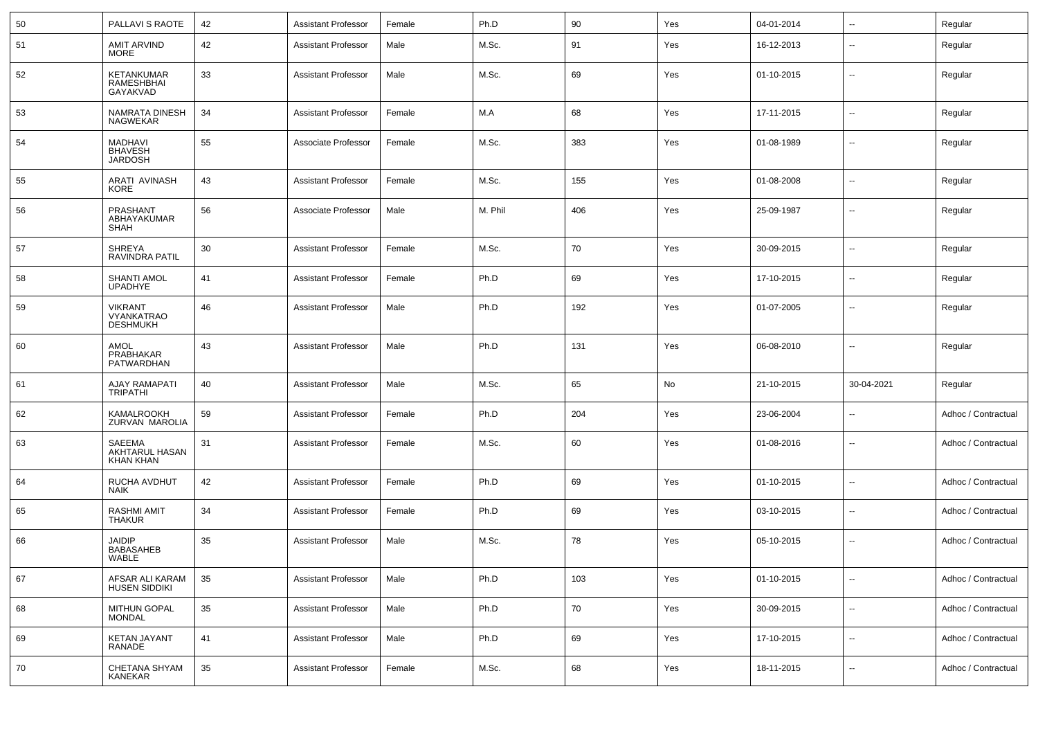| 50 | PALLAVI S RAOTE | 42 | Assistant Professor | Female | Ph.D | 90 | Yes | 04-01-2014 | -- | Regular |
|---|---|---|---|---|---|---|---|---|---|---|
| 51 | AMIT ARVIND MORE | 42 | Assistant Professor | Male | M.Sc. | 91 | Yes | 16-12-2013 | -- | Regular |
| 52 | KETANKUMAR RAMESHBHAI GAYAKVAD | 33 | Assistant Professor | Male | M.Sc. | 69 | Yes | 01-10-2015 | -- | Regular |
| 53 | NAMRATA DINESH NAGWEKAR | 34 | Assistant Professor | Female | M.A | 68 | Yes | 17-11-2015 | -- | Regular |
| 54 | MADHAVI BHAVESH JARDOSH | 55 | Associate Professor | Female | M.Sc. | 383 | Yes | 01-08-1989 | -- | Regular |
| 55 | ARATI AVINASH KORE | 43 | Assistant Professor | Female | M.Sc. | 155 | Yes | 01-08-2008 | -- | Regular |
| 56 | PRASHANT ABHAYAKUMAR SHAH | 56 | Associate Professor | Male | M. Phil | 406 | Yes | 25-09-1987 | -- | Regular |
| 57 | SHREYA RAVINDRA PATIL | 30 | Assistant Professor | Female | M.Sc. | 70 | Yes | 30-09-2015 | -- | Regular |
| 58 | SHANTI AMOL UPADHYE | 41 | Assistant Professor | Female | Ph.D | 69 | Yes | 17-10-2015 | -- | Regular |
| 59 | VIKRANT VYANKATRAO DESHMUKH | 46 | Assistant Professor | Male | Ph.D | 192 | Yes | 01-07-2005 | -- | Regular |
| 60 | AMOL PRABHAKAR PATWARDHAN | 43 | Assistant Professor | Male | Ph.D | 131 | Yes | 06-08-2010 | -- | Regular |
| 61 | AJAY RAMAPATI TRIPATHI | 40 | Assistant Professor | Male | M.Sc. | 65 | No | 21-10-2015 | 30-04-2021 | Regular |
| 62 | KAMALROOKH ZURVAN MAROLIA | 59 | Assistant Professor | Female | Ph.D | 204 | Yes | 23-06-2004 | -- | Adhoc / Contractual |
| 63 | SAEEMA AKHTARUL HASAN KHAN KHAN | 31 | Assistant Professor | Female | M.Sc. | 60 | Yes | 01-08-2016 | -- | Adhoc / Contractual |
| 64 | RUCHA AVDHUT NAIK | 42 | Assistant Professor | Female | Ph.D | 69 | Yes | 01-10-2015 | -- | Adhoc / Contractual |
| 65 | RASHMI AMIT THAKUR | 34 | Assistant Professor | Female | Ph.D | 69 | Yes | 03-10-2015 | -- | Adhoc / Contractual |
| 66 | JAIDIP BABASAHEB WABLE | 35 | Assistant Professor | Male | M.Sc. | 78 | Yes | 05-10-2015 | -- | Adhoc / Contractual |
| 67 | AFSAR ALI KARAM HUSEN SIDDIKI | 35 | Assistant Professor | Male | Ph.D | 103 | Yes | 01-10-2015 | -- | Adhoc / Contractual |
| 68 | MITHUN GOPAL MONDAL | 35 | Assistant Professor | Male | Ph.D | 70 | Yes | 30-09-2015 | -- | Adhoc / Contractual |
| 69 | KETAN JAYANT RANADE | 41 | Assistant Professor | Male | Ph.D | 69 | Yes | 17-10-2015 | -- | Adhoc / Contractual |
| 70 | CHETANA SHYAM KANEKAR | 35 | Assistant Professor | Female | M.Sc. | 68 | Yes | 18-11-2015 | -- | Adhoc / Contractual |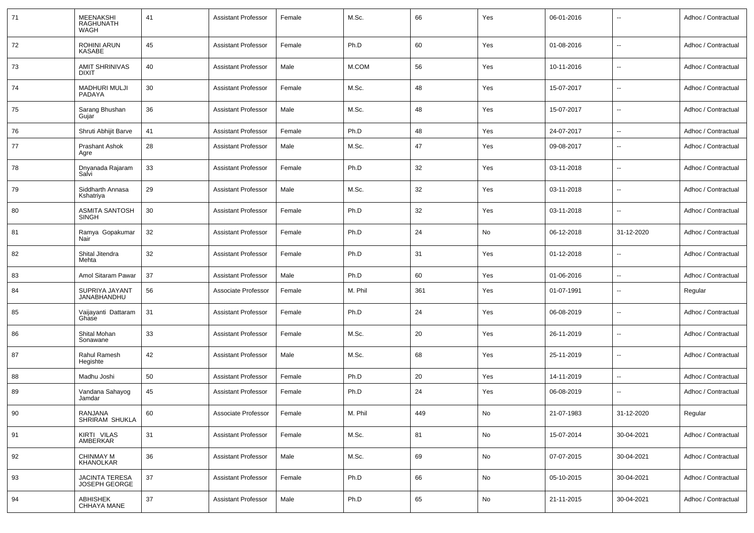| 71 | MEENAKSHI RAGHUNATH WAGH | 41 | Assistant Professor | Female | M.Sc. | 66 | Yes | 06-01-2016 | -- | Adhoc / Contractual |
|---|---|---|---|---|---|---|---|---|---|---|
| 72 | ROHINI ARUN KASABE | 45 | Assistant Professor | Female | Ph.D | 60 | Yes | 01-08-2016 | -- | Adhoc / Contractual |
| 73 | AMIT SHRINIVAS DIXIT | 40 | Assistant Professor | Male | M.COM | 56 | Yes | 10-11-2016 | -- | Adhoc / Contractual |
| 74 | MADHURI MULJI PADAYA | 30 | Assistant Professor | Female | M.Sc. | 48 | Yes | 15-07-2017 | -- | Adhoc / Contractual |
| 75 | Sarang Bhushan Gujar | 36 | Assistant Professor | Male | M.Sc. | 48 | Yes | 15-07-2017 | -- | Adhoc / Contractual |
| 76 | Shruti Abhijit Barve | 41 | Assistant Professor | Female | Ph.D | 48 | Yes | 24-07-2017 | -- | Adhoc / Contractual |
| 77 | Prashant Ashok Agre | 28 | Assistant Professor | Male | M.Sc. | 47 | Yes | 09-08-2017 | -- | Adhoc / Contractual |
| 78 | Dnyanada Rajaram Salvi | 33 | Assistant Professor | Female | Ph.D | 32 | Yes | 03-11-2018 | -- | Adhoc / Contractual |
| 79 | Siddharth Annasa Kshatriya | 29 | Assistant Professor | Male | M.Sc. | 32 | Yes | 03-11-2018 | -- | Adhoc / Contractual |
| 80 | ASMITA SANTOSH SINGH | 30 | Assistant Professor | Female | Ph.D | 32 | Yes | 03-11-2018 | -- | Adhoc / Contractual |
| 81 | Ramya Gopakumar Nair | 32 | Assistant Professor | Female | Ph.D | 24 | No | 06-12-2018 | 31-12-2020 | Adhoc / Contractual |
| 82 | Shital Jitendra Mehta | 32 | Assistant Professor | Female | Ph.D | 31 | Yes | 01-12-2018 | -- | Adhoc / Contractual |
| 83 | Amol Sitaram Pawar | 37 | Assistant Professor | Male | Ph.D | 60 | Yes | 01-06-2016 | -- | Adhoc / Contractual |
| 84 | SUPRIYA JAYANT JANABHANDHU | 56 | Associate Professor | Female | M. Phil | 361 | Yes | 01-07-1991 | -- | Regular |
| 85 | Vaijayanti Dattaram Ghase | 31 | Assistant Professor | Female | Ph.D | 24 | Yes | 06-08-2019 | -- | Adhoc / Contractual |
| 86 | Shital Mohan Sonawane | 33 | Assistant Professor | Female | M.Sc. | 20 | Yes | 26-11-2019 | -- | Adhoc / Contractual |
| 87 | Rahul Ramesh Hegishte | 42 | Assistant Professor | Male | M.Sc. | 68 | Yes | 25-11-2019 | -- | Adhoc / Contractual |
| 88 | Madhu Joshi | 50 | Assistant Professor | Female | Ph.D | 20 | Yes | 14-11-2019 | -- | Adhoc / Contractual |
| 89 | Vandana Sahayog Jamdar | 45 | Assistant Professor | Female | Ph.D | 24 | Yes | 06-08-2019 | -- | Adhoc / Contractual |
| 90 | RANJANA SHRIRAM SHUKLA | 60 | Associate Professor | Female | M. Phil | 449 | No | 21-07-1983 | 31-12-2020 | Regular |
| 91 | KIRTI VILAS AMBERKAR | 31 | Assistant Professor | Female | M.Sc. | 81 | No | 15-07-2014 | 30-04-2021 | Adhoc / Contractual |
| 92 | CHINMAY M KHANOLKAR | 36 | Assistant Professor | Male | M.Sc. | 69 | No | 07-07-2015 | 30-04-2021 | Adhoc / Contractual |
| 93 | JACINTA TERESA JOSEPH GEORGE | 37 | Assistant Professor | Female | Ph.D | 66 | No | 05-10-2015 | 30-04-2021 | Adhoc / Contractual |
| 94 | ABHISHEK CHHAYA MANE | 37 | Assistant Professor | Male | Ph.D | 65 | No | 21-11-2015 | 30-04-2021 | Adhoc / Contractual |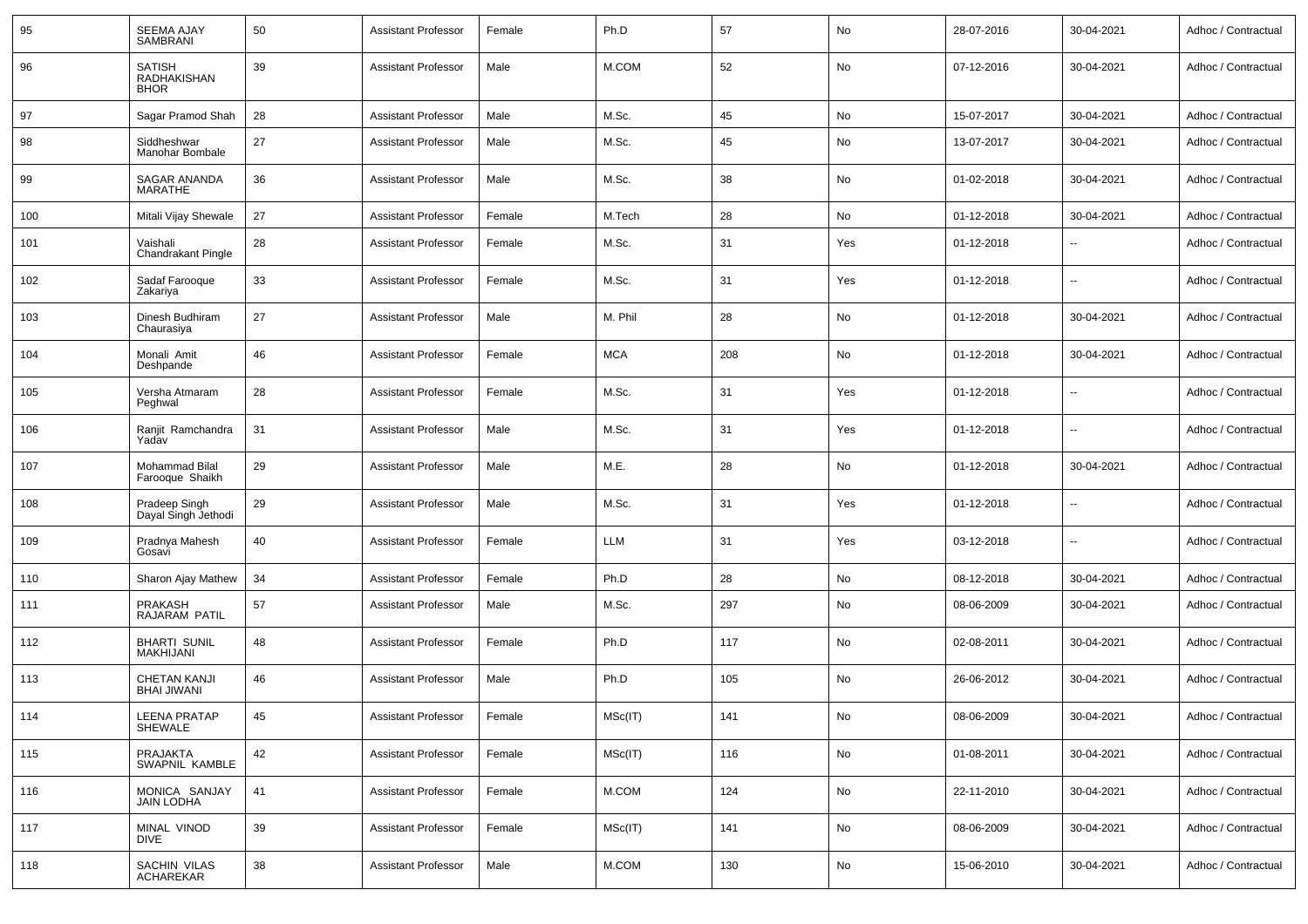| 95 | SEEMA AJAY SAMBRANI | 50 | Assistant Professor | Female | Ph.D | 57 | No | 28-07-2016 | 30-04-2021 | Adhoc / Contractual |
|---|---|---|---|---|---|---|---|---|---|---|
| 96 | SATISH RADHAKISHAN BHOR | 39 | Assistant Professor | Male | M.COM | 52 | No | 07-12-2016 | 30-04-2021 | Adhoc / Contractual |
| 97 | Sagar Pramod Shah | 28 | Assistant Professor | Male | M.Sc. | 45 | No | 15-07-2017 | 30-04-2021 | Adhoc / Contractual |
| 98 | Siddheshwar Manohar Bombale | 27 | Assistant Professor | Male | M.Sc. | 45 | No | 13-07-2017 | 30-04-2021 | Adhoc / Contractual |
| 99 | SAGAR ANANDA MARATHE | 36 | Assistant Professor | Male | M.Sc. | 38 | No | 01-02-2018 | 30-04-2021 | Adhoc / Contractual |
| 100 | Mitali Vijay Shewale | 27 | Assistant Professor | Female | M.Tech | 28 | No | 01-12-2018 | 30-04-2021 | Adhoc / Contractual |
| 101 | Vaishali Chandrakant Pingle | 28 | Assistant Professor | Female | M.Sc. | 31 | Yes | 01-12-2018 | -- | Adhoc / Contractual |
| 102 | Sadaf Farooque Zakariya | 33 | Assistant Professor | Female | M.Sc. | 31 | Yes | 01-12-2018 | -- | Adhoc / Contractual |
| 103 | Dinesh Budhiram Chaurasiya | 27 | Assistant Professor | Male | M. Phil | 28 | No | 01-12-2018 | 30-04-2021 | Adhoc / Contractual |
| 104 | Monali Amit Deshpande | 46 | Assistant Professor | Female | MCA | 208 | No | 01-12-2018 | 30-04-2021 | Adhoc / Contractual |
| 105 | Versha Atmaram Peghwal | 28 | Assistant Professor | Female | M.Sc. | 31 | Yes | 01-12-2018 | -- | Adhoc / Contractual |
| 106 | Ranjit Ramchandra Yadav | 31 | Assistant Professor | Male | M.Sc. | 31 | Yes | 01-12-2018 | -- | Adhoc / Contractual |
| 107 | Mohammad Bilal Farooque Shaikh | 29 | Assistant Professor | Male | M.E. | 28 | No | 01-12-2018 | 30-04-2021 | Adhoc / Contractual |
| 108 | Pradeep Singh Dayal Singh Jethodi | 29 | Assistant Professor | Male | M.Sc. | 31 | Yes | 01-12-2018 | -- | Adhoc / Contractual |
| 109 | Pradnya Mahesh Gosavi | 40 | Assistant Professor | Female | LLM | 31 | Yes | 03-12-2018 | -- | Adhoc / Contractual |
| 110 | Sharon Ajay Mathew | 34 | Assistant Professor | Female | Ph.D | 28 | No | 08-12-2018 | 30-04-2021 | Adhoc / Contractual |
| 111 | PRAKASH RAJARAM PATIL | 57 | Assistant Professor | Male | M.Sc. | 297 | No | 08-06-2009 | 30-04-2021 | Adhoc / Contractual |
| 112 | BHARTI SUNIL MAKHIJANI | 48 | Assistant Professor | Female | Ph.D | 117 | No | 02-08-2011 | 30-04-2021 | Adhoc / Contractual |
| 113 | CHETAN KANJI BHAI JIWANI | 46 | Assistant Professor | Male | Ph.D | 105 | No | 26-06-2012 | 30-04-2021 | Adhoc / Contractual |
| 114 | LEENA PRATAP SHEWALE | 45 | Assistant Professor | Female | MSc(IT) | 141 | No | 08-06-2009 | 30-04-2021 | Adhoc / Contractual |
| 115 | PRAJAKTA SWAPNIL KAMBLE | 42 | Assistant Professor | Female | MSc(IT) | 116 | No | 01-08-2011 | 30-04-2021 | Adhoc / Contractual |
| 116 | MONICA SANJAY JAIN LODHA | 41 | Assistant Professor | Female | M.COM | 124 | No | 22-11-2010 | 30-04-2021 | Adhoc / Contractual |
| 117 | MINAL VINOD DIVE | 39 | Assistant Professor | Female | MSc(IT) | 141 | No | 08-06-2009 | 30-04-2021 | Adhoc / Contractual |
| 118 | SACHIN VILAS ACHAREKAR | 38 | Assistant Professor | Male | M.COM | 130 | No | 15-06-2010 | 30-04-2021 | Adhoc / Contractual |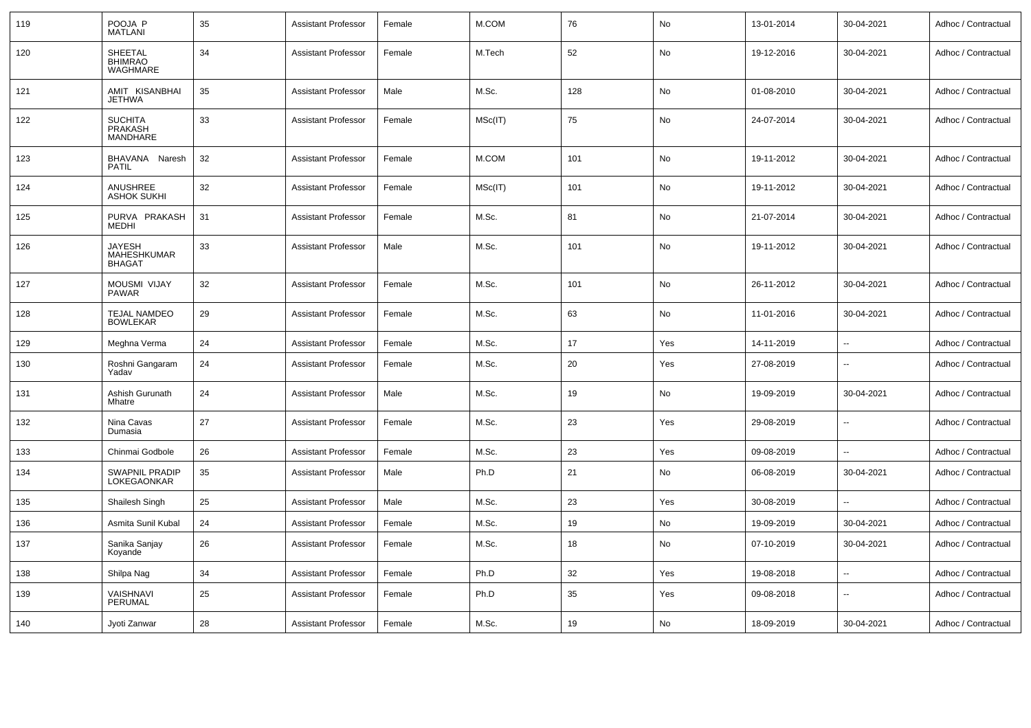| | | | | | | | | | | |
|---|---|---|---|---|---|---|---|---|---|---|
| 119 | POOJA P MATLANI | 35 | Assistant Professor | Female | M.COM | 76 | No | 13-01-2014 | 30-04-2021 | Adhoc / Contractual |
| 120 | SHEETAL BHIMRAO WAGHMARE | 34 | Assistant Professor | Female | M.Tech | 52 | No | 19-12-2016 | 30-04-2021 | Adhoc / Contractual |
| 121 | AMIT KISANBHAI JETHWA | 35 | Assistant Professor | Male | M.Sc. | 128 | No | 01-08-2010 | 30-04-2021 | Adhoc / Contractual |
| 122 | SUCHITA PRAKASH MANDHARE | 33 | Assistant Professor | Female | MSc(IT) | 75 | No | 24-07-2014 | 30-04-2021 | Adhoc / Contractual |
| 123 | BHAVANA Naresh PATIL | 32 | Assistant Professor | Female | M.COM | 101 | No | 19-11-2012 | 30-04-2021 | Adhoc / Contractual |
| 124 | ANUSHREE ASHOK SUKHI | 32 | Assistant Professor | Female | MSc(IT) | 101 | No | 19-11-2012 | 30-04-2021 | Adhoc / Contractual |
| 125 | PURVA PRAKASH MEDHI | 31 | Assistant Professor | Female | M.Sc. | 81 | No | 21-07-2014 | 30-04-2021 | Adhoc / Contractual |
| 126 | JAYESH MAHESHKUMAR BHAGAT | 33 | Assistant Professor | Male | M.Sc. | 101 | No | 19-11-2012 | 30-04-2021 | Adhoc / Contractual |
| 127 | MOUSMI VIJAY PAWAR | 32 | Assistant Professor | Female | M.Sc. | 101 | No | 26-11-2012 | 30-04-2021 | Adhoc / Contractual |
| 128 | TEJAL NAMDEO BOWLEKAR | 29 | Assistant Professor | Female | M.Sc. | 63 | No | 11-01-2016 | 30-04-2021 | Adhoc / Contractual |
| 129 | Meghna Verma | 24 | Assistant Professor | Female | M.Sc. | 17 | Yes | 14-11-2019 | -- | Adhoc / Contractual |
| 130 | Roshni Gangaram Yadav | 24 | Assistant Professor | Female | M.Sc. | 20 | Yes | 27-08-2019 | -- | Adhoc / Contractual |
| 131 | Ashish Gurunath Mhatre | 24 | Assistant Professor | Male | M.Sc. | 19 | No | 19-09-2019 | 30-04-2021 | Adhoc / Contractual |
| 132 | Nina Cavas Dumasia | 27 | Assistant Professor | Female | M.Sc. | 23 | Yes | 29-08-2019 | -- | Adhoc / Contractual |
| 133 | Chinmai Godbole | 26 | Assistant Professor | Female | M.Sc. | 23 | Yes | 09-08-2019 | -- | Adhoc / Contractual |
| 134 | SWAPNIL PRADIP LOKEGAONKAR | 35 | Assistant Professor | Male | Ph.D | 21 | No | 06-08-2019 | 30-04-2021 | Adhoc / Contractual |
| 135 | Shailesh Singh | 25 | Assistant Professor | Male | M.Sc. | 23 | Yes | 30-08-2019 | -- | Adhoc / Contractual |
| 136 | Asmita Sunil Kubal | 24 | Assistant Professor | Female | M.Sc. | 19 | No | 19-09-2019 | 30-04-2021 | Adhoc / Contractual |
| 137 | Sanika Sanjay Koyande | 26 | Assistant Professor | Female | M.Sc. | 18 | No | 07-10-2019 | 30-04-2021 | Adhoc / Contractual |
| 138 | Shilpa Nag | 34 | Assistant Professor | Female | Ph.D | 32 | Yes | 19-08-2018 | -- | Adhoc / Contractual |
| 139 | VAISHNAVI PERUMAL | 25 | Assistant Professor | Female | Ph.D | 35 | Yes | 09-08-2018 | -- | Adhoc / Contractual |
| 140 | Jyoti Zanwar | 28 | Assistant Professor | Female | M.Sc. | 19 | No | 18-09-2019 | 30-04-2021 | Adhoc / Contractual |